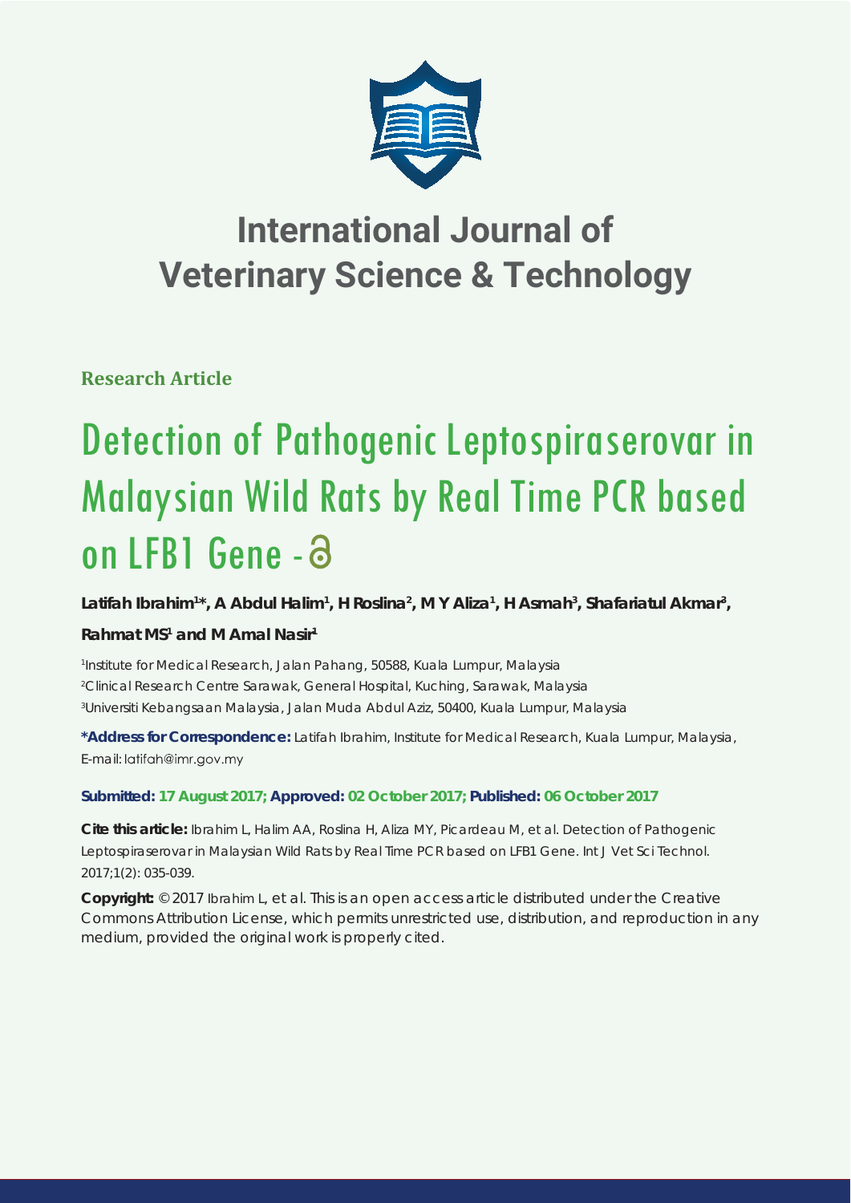# International Journal of Veterinary Science & Technology

**Research Article**

# Detection of Pathogenic Leptospiraserovar in Malaysian Wild Rats by Real Time PCR based on LFB1 Gene - 

**Latifah Ibrahim[1]*, A Abdul Halim[1], H Roslina[2], M Y Aliza[1], H Asmah[3], Shafariatul Akmar[3], Rahmat MS[1] and M Amal Nasir[1]**

[1]Institute for Medical Research, Jalan Pahang, 50588, Kuala Lumpur, Malaysia
[2]Clinical Research Centre Sarawak, General Hospital, Kuching, Sarawak, Malaysia
[3]Universiti Kebangsaan Malaysia, Jalan Muda Abdul Aziz, 50400, Kuala Lumpur, Malaysia

**\*Address for Correspondence:** Latifah Ibrahim, Institute for Medical Research, Kuala Lumpur, Malaysia, E-mail: latifah@imr.gov.my

**Submitted: 17 August 2017; Approved: 02 October 2017; Published: 06 October 2017**

**Cite this article:** Ibrahim L, Halim AA, Roslina H, Aliza MY, Picardeau M, et al. Detection of Pathogenic Leptospiraserovar in Malaysian Wild Rats by Real Time PCR based on LFB1 Gene. Int J Vet Sci Technol. 2017;1(2): 035-039.

**Copyright:** © 2017 Ibrahim L, et al. This is an open access article distributed under the Creative Commons Attribution License, which permits unrestricted use, distribution, and reproduction in any medium, provided the original work is properly cited.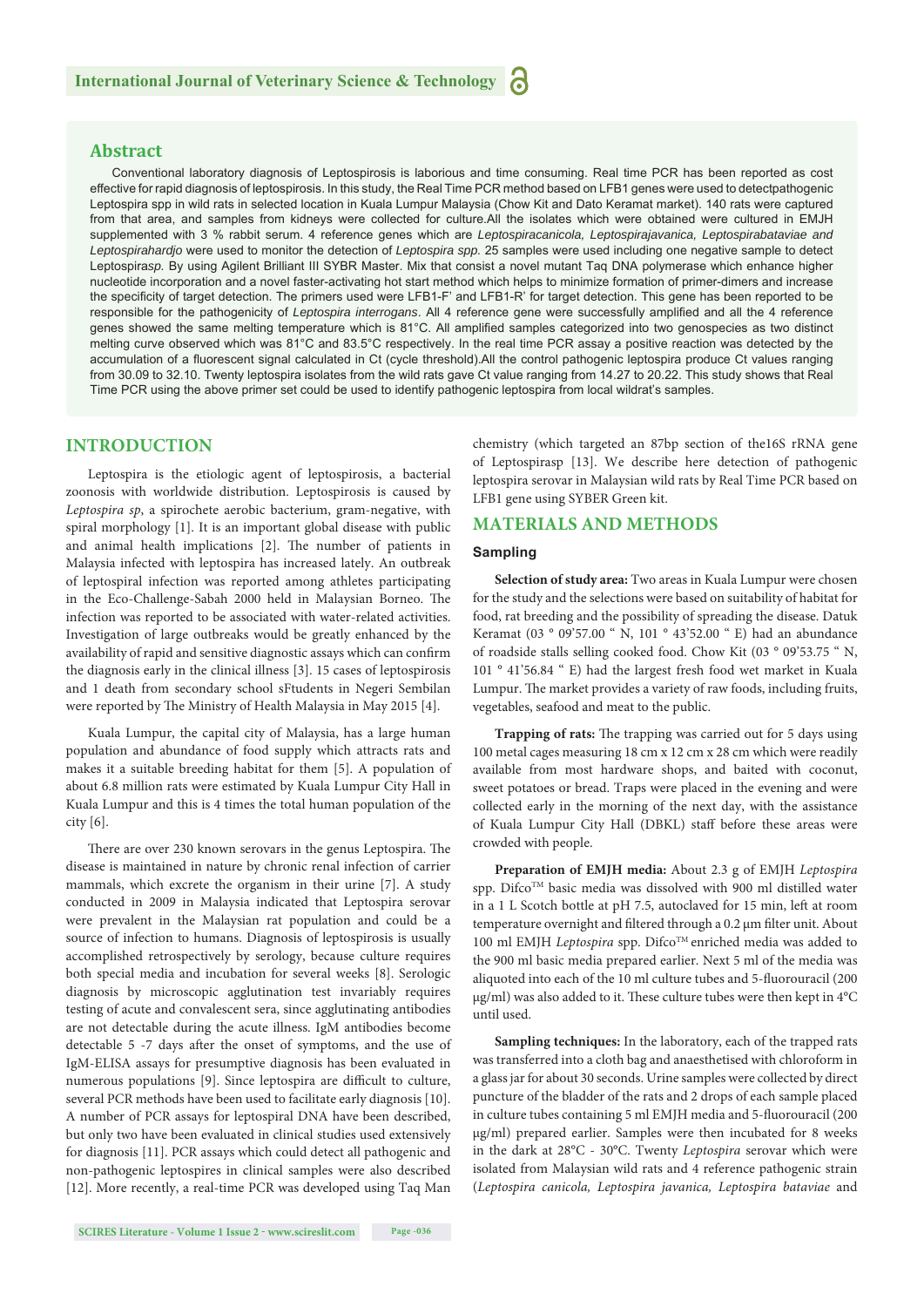## Abstract

Conventional laboratory diagnosis of Leptospirosis is laborious and time consuming. Real time PCR has been reported as cost effective for rapid diagnosis of leptospirosis. In this study, the Real Time PCR method based on LFB1 genes were used to detectpathogenic Leptospira spp in wild rats in selected location in Kuala Lumpur Malaysia (Chow Kit and Dato Keramat market). 140 rats were captured from that area, and samples from kidneys were collected for culture.All the isolates which were obtained were cultured in EMJH supplemented with 3 % rabbit serum. 4 reference genes which are *Leptospiracanicola, Leptospirajavanica, Leptospirabataviae and Leptospirahardjo* were used to monitor the detection of *Leptospira spp.* 25 samples were used including one negative sample to detect Leptospira*sp.* By using Agilent Brilliant III SYBR Master. Mix that consist a novel mutant Taq DNA polymerase which enhance higher nucleotide incorporation and a novel faster-activating hot start method which helps to minimize formation of primer-dimers and increase the specificity of target detection. The primers used were LFB1-F' and LFB1-R' for target detection. This gene has been reported to be responsible for the pathogenicity of *Leptospira interrogans*. All 4 reference gene were successfully amplified and all the 4 reference genes showed the same melting temperature which is 81°C. All amplified samples categorized into two genospecies as two distinct melting curve observed which was 81°C and 83.5°C respectively. In the real time PCR assay a positive reaction was detected by the accumulation of a fluorescent signal calculated in Ct (cycle threshold).All the control pathogenic leptospira produce Ct values ranging from 30.09 to 32.10. Twenty leptospira isolates from the wild rats gave Ct value ranging from 14.27 to 20.22. This study shows that Real Time PCR using the above primer set could be used to identify pathogenic leptospira from local wildrat's samples.

## INTRODUCTION

Leptospira is the etiologic agent of leptospirosis, a bacterial zoonosis with worldwide distribution. Leptospirosis is caused by *Leptospira sp*, a spirochete aerobic bacterium, gram-negative, with spiral morphology [1]. It is an important global disease with public and animal health implications [2]. The number of patients in Malaysia infected with leptospira has increased lately. An outbreak of leptospiral infection was reported among athletes participating in the Eco-Challenge-Sabah 2000 held in Malaysian Borneo. The infection was reported to be associated with water-related activities. Investigation of large outbreaks would be greatly enhanced by the availability of rapid and sensitive diagnostic assays which can confirm the diagnosis early in the clinical illness [3]. 15 cases of leptospirosis and 1 death from secondary school sFtudents in Negeri Sembilan were reported by The Ministry of Health Malaysia in May 2015 [4].

Kuala Lumpur, the capital city of Malaysia, has a large human population and abundance of food supply which attracts rats and makes it a suitable breeding habitat for them [5]. A population of about 6.8 million rats were estimated by Kuala Lumpur City Hall in Kuala Lumpur and this is 4 times the total human population of the city [6].

There are over 230 known serovars in the genus Leptospira. The disease is maintained in nature by chronic renal infection of carrier mammals, which excrete the organism in their urine [7]. A study conducted in 2009 in Malaysia indicated that Leptospira serovar were prevalent in the Malaysian rat population and could be a source of infection to humans. Diagnosis of leptospirosis is usually accomplished retrospectively by serology, because culture requires both special media and incubation for several weeks [8]. Serologic diagnosis by microscopic agglutination test invariably requires testing of acute and convalescent sera, since agglutinating antibodies are not detectable during the acute illness. IgM antibodies become detectable 5 -7 days after the onset of symptoms, and the use of IgM-ELISA assays for presumptive diagnosis has been evaluated in numerous populations [9]. Since leptospira are difficult to culture, several PCR methods have been used to facilitate early diagnosis [10]. A number of PCR assays for leptospiral DNA have been described, but only two have been evaluated in clinical studies used extensively for diagnosis [11]. PCR assays which could detect all pathogenic and non-pathogenic leptospires in clinical samples were also described [12]. More recently, a real-time PCR was developed using Taq Man chemistry (which targeted an 87bp section of the16S rRNA gene of Leptospirasp [13]. We describe here detection of pathogenic leptospira serovar in Malaysian wild rats by Real Time PCR based on LFB1 gene using SYBER Green kit.

## MATERIALS AND METHODS

### Sampling

**Selection of study area:** Two areas in Kuala Lumpur were chosen for the study and the selections were based on suitability of habitat for food, rat breeding and the possibility of spreading the disease. Datuk Keramat (03 ° 09'57.00 " N, 101 ° 43'52.00 " E) had an abundance of roadside stalls selling cooked food. Chow Kit (03 ° 09'53.75 " N, 101 ° 41'56.84 " E) had the largest fresh food wet market in Kuala Lumpur. The market provides a variety of raw foods, including fruits, vegetables, seafood and meat to the public.

**Trapping of rats:** The trapping was carried out for 5 days using 100 metal cages measuring 18 cm x 12 cm x 28 cm which were readily available from most hardware shops, and baited with coconut, sweet potatoes or bread. Traps were placed in the evening and were collected early in the morning of the next day, with the assistance of Kuala Lumpur City Hall (DBKL) staff before these areas were crowded with people.

**Preparation of EMJH media:** About 2.3 g of EMJH *Leptospira* spp. Difco™ basic media was dissolved with 900 ml distilled water in a 1 L Scotch bottle at pH 7.5, autoclaved for 15 min, left at room temperature overnight and filtered through a 0.2 µm filter unit. About 100 ml EMJH *Leptospira* spp. Difco™ enriched media was added to the 900 ml basic media prepared earlier. Next 5 ml of the media was aliquoted into each of the 10 ml culture tubes and 5-fluorouracil (200 µg/ml) was also added to it. These culture tubes were then kept in 4°C until used.

**Sampling techniques:** In the laboratory, each of the trapped rats was transferred into a cloth bag and anaesthetised with chloroform in a glass jar for about 30 seconds. Urine samples were collected by direct puncture of the bladder of the rats and 2 drops of each sample placed in culture tubes containing 5 ml EMJH media and 5-fluorouracil (200 µg/ml) prepared earlier. Samples were then incubated for 8 weeks in the dark at 28°C - 30°C. Twenty *Leptospira* serovar which were isolated from Malaysian wild rats and 4 reference pathogenic strain (*Leptospira canicola, Leptospira javanica, Leptospira bataviae* and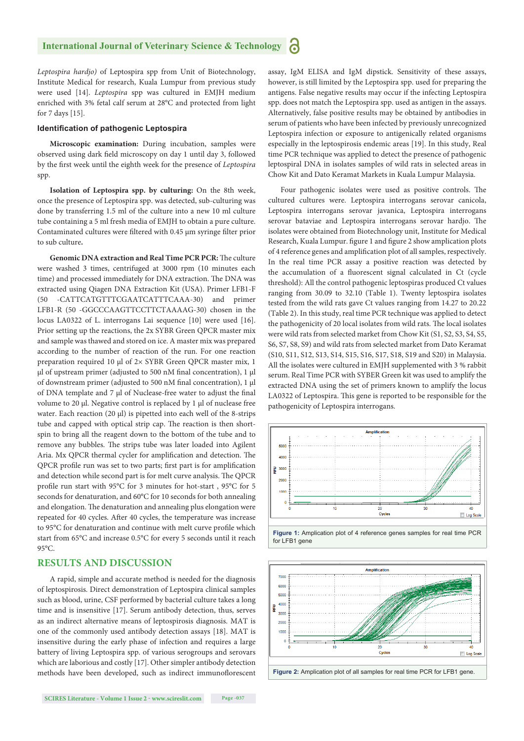*Leptospira hardjo)* of Leptospira spp from Unit of Biotechnology, Institute Medical for research, Kuala Lumpur from previous study were used [14]. *Leptospira* spp was cultured in EMJH medium enriched with 3% fetal calf serum at 28°C and protected from light for 7 days [15].

### Identification of pathogenic Leptospira

**Microscopic examination:** During incubation, samples were observed using dark field microscopy on day 1 until day 3, followed by the first week until the eighth week for the presence of *Leptospira* spp.

**Isolation of Leptospira spp. by culturing:** On the 8th week, once the presence of Leptospira spp. was detected, sub-culturing was done by transferring 1.5 ml of the culture into a new 10 ml culture tube containing a 5 ml fresh media of EMJH to obtain a pure culture. Contaminated cultures were filtered with 0.45 μm syringe filter prior to sub culture**.**

**Genomic DNA extraction and Real Time PCR PCR:** The culture were washed 3 times, centrifuged at 3000 rpm (10 minutes each time) and processed immediately for DNA extraction. The DNA was extracted using Qiagen DNA Extraction Kit (USA). Primer LFB1-F (50 -CATTCATGTTTCGAATCATTTCAAA-30) and primer LFB1-R (50 -GGCCCAAGTTCCTTCTAAAAG-30) chosen in the locus LA0322 of L. interrogans Lai sequence [10] were used [16]. Prior setting up the reactions, the 2x SYBR Green QPCR master mix and sample was thawed and stored on ice. A master mix was prepared according to the number of reaction of the run. For one reaction preparation required 10 μl of 2× SYBR Green QPCR master mix, 1 μl of upstream primer (adjusted to 500 nM final concentration), 1 μl of downstream primer (adjusted to 500 nM final concentration), 1 μl of DNA template and 7 μl of Nuclease-free water to adjust the final volume to 20 μl. Negative control is replaced by 1 μl of nuclease free water. Each reaction (20 μl) is pipetted into each well of the 8-strips tube and capped with optical strip cap. The reaction is then short-spin to bring all the reagent down to the bottom of the tube and to remove any bubbles. The strips tube was later loaded into Agilent Aria. Mx QPCR thermal cycler for amplification and detection. The QPCR profile run was set to two parts; first part is for amplification and detection while second part is for melt curve analysis. The QPCR profile run start with 95°C for 3 minutes for hot-start , 95°C for 5 seconds for denaturation, and 60°C for 10 seconds for both annealing and elongation. The denaturation and annealing plus elongation were repeated for 40 cycles. After 40 cycles, the temperature was increase to 95°C for denaturation and continue with melt curve profile which start from 65°C and increase 0.5°C for every 5 seconds until it reach 95°C.

## RESULTS AND DISCUSSION

A rapid, simple and accurate method is needed for the diagnosis of leptospirosis. Direct demonstration of Leptospira clinical samples such as blood, urine, CSF performed by bacterial culture takes a long time and is insensitive [17]. Serum antibody detection, thus, serves as an indirect alternative means of leptospirosis diagnosis. MAT is one of the commonly used antibody detection assays [18]. MAT is insensitive during the early phase of infection and requires a large battery of living Leptospira spp. of various serogroups and serovars which are laborious and costly [17]. Other simpler antibody detection methods have been developed, such as indirect immunoflorescent assay, IgM ELISA and IgM dipstick. Sensitivity of these assays, however, is still limited by the Leptospira spp. used for preparing the antigens. False negative results may occur if the infecting Leptospira spp. does not match the Leptospira spp. used as antigen in the assays. Alternatively, false positive results may be obtained by antibodies in serum of patients who have been infected by previously unrecognized Leptospira infection or exposure to antigenically related organisms especially in the leptospirosis endemic areas [19]. In this study, Real time PCR technique was used to detect the presence of pathogenic leptospiral DNA in isolates samples of wild rats in selected areas in Chow Kit and Dato Keramat Markets in Kuala Lumpur Malaysia.

Four pathogenic isolates were used as positive controls. The cultured cultures were. Leptospira interrogans serovar canicola, Leptospira interrogans serovar javanica, Leptospira interrogans serovar bataviae and Leptospira interrogans serovar hardjo. The isolates were obtained from Biotechnology unit, Institute for Medical Research, Kuala Lumpur. figure 1 and figure 2 show amplication plots of 4 reference genes and amplification plot of all samples, respectively. In the real time PCR assay a positive reaction was detected by the accumulation of a fluorescent signal calculated in Ct (cycle threshold): All the control pathogenic leptospiras produced Ct values ranging from 30.09 to 32.10 (Table 1). Twenty leptospira isolates tested from the wild rats gave Ct values ranging from 14.27 to 20.22 (Table 2). In this study, real time PCR technique was applied to detect the pathogenicity of 20 local isolates from wild rats. The local isolates were wild rats from selected market from Chow Kit (S1, S2, S3, S4, S5, S6, S7, S8, S9) and wild rats from selected market from Dato Keramat (S10, S11, S12, S13, S14, S15, S16, S17, S18, S19 and S20) in Malaysia. All the isolates were cultured in EMJH supplemented with 3 % rabbit serum. Real Time PCR with SYBER Green kit was used to amplify the extracted DNA using the set of primers known to amplify the locus LA0322 of Leptospira. This gene is reported to be responsible for the pathogenicity of Leptospira interrogans.

**Figure 1:** Amplication plot of 4 reference genes samples for real time PCR for LFB1 gene

**Figure 2:** Amplication plot of all samples for real time PCR for LFB1 gene.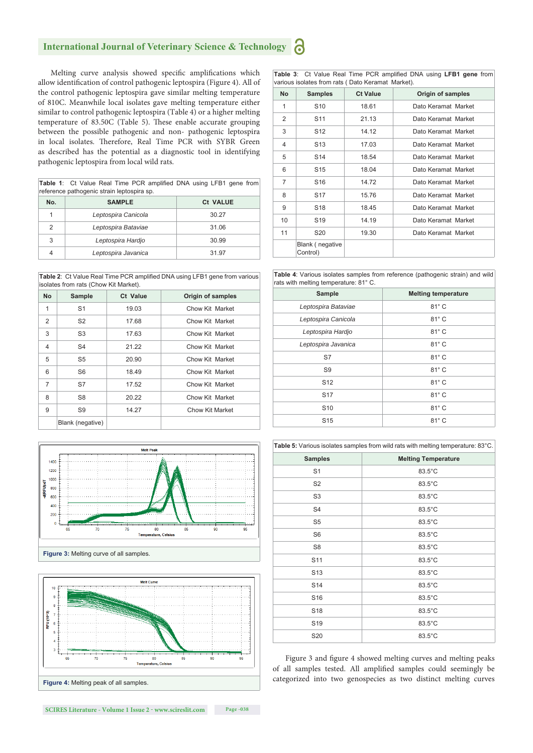Melting curve analysis showed specific amplifications which allow identification of control pathogenic leptospira (Figure 4). All of the control pathogenic leptospira gave similar melting temperature of 810C. Meanwhile local isolates gave melting temperature either similar to control pathogenic leptospira (Table 4) or a higher melting temperature of 83.50C (Table 5). These enable accurate grouping between the possible pathogenic and non- pathogenic leptospira in local isolates. Therefore, Real Time PCR with SYBR Green as described has the potential as a diagnostic tool in identifying pathogenic leptospira from local wild rats.

**Table 1**: Ct Value Real Time PCR amplified DNA using LFB1 gene from reference pathogenic strain leptospira sp.

| No. | SAMPLE | Ct VALUE |
|---|---|---|
| 1 | *Leptospira Canicola* | 30.27 |
| 2 | *Leptospira Bataviae* | 31.06 |
| 3 | *Leptospira Hardjo* | 30.99 |
| 4 | *Leptospira Javanica* | 31.97 |

**Table 2**: Ct Value Real Time PCR amplified DNA using LFB1 gene from various isolates from rats (Chow Kit Market).

| No | Sample | Ct Value | Origin of samples |
|---|---|---|---|
| 1 | S1 | 19.03 | Chow Kit Market |
| 2 | S2 | 17.68 | Chow Kit Market |
| 3 | S3 | 17.63 | Chow Kit Market |
| 4 | S4 | 21.22 | Chow Kit Market |
| 5 | S5 | 20.90 | Chow Kit Market |
| 6 | S6 | 18.49 | Chow Kit Market |
| 7 | S7 | 17.52 | Chow Kit Market |
| 8 | S8 | 20.22 | Chow Kit Market |
| 9 | S9 | 14.27 | Chow Kit Market |
| | Blank (negative) | | |

**Figure 3:** Melting curve of all samples.

**Figure 4:** Melting peak of all samples.

**Table 3**: Ct Value Real Time PCR amplified DNA using **LFB1 gene** from various isolates from rats ( Dato Keramat Market).

| No | Samples | Ct Value | Origin of samples |
|---|---|---|---|
| 1 | S10 | 18.61 | Dato Keramat Market |
| 2 | S11 | 21.13 | Dato Keramat Market |
| 3 | S12 | 14.12 | Dato Keramat Market |
| 4 | S13 | 17.03 | Dato Keramat Market |
| 5 | S14 | 18.54 | Dato Keramat Market |
| 6 | S15 | 18.04 | Dato Keramat Market |
| 7 | S16 | 14.72 | Dato Keramat Market |
| 8 | S17 | 15.76 | Dato Keramat Market |
| 9 | S18 | 18.45 | Dato Keramat Market |
| 10 | S19 | 14.19 | Dato Keramat Market |
| 11 | S20 | 19.30 | Dato Keramat Market |
| | Blank ( negative Control) | | |

**Table 4**: Various isolates samples from reference (pathogenic strain) and wild rats with melting temperature: 81° C.

| Sample | Melting temperature |
|---|---|
| *Leptospira Bataviae* | 81° C |
| *Leptospira Canicola* | 81° C |
| *Leptospira Hardjo* | 81° C |
| *Leptospira Javanica* | 81° C |
| S7 | 81° C |
| S9 | 81° C |
| S12 | 81° C |
| S17 | 81° C |
| S10 | 81° C |
| S15 | 81° C |

**Table 5:** Various isolates samples from wild rats with melting temperature: 83°C.

| Samples | Melting Temperature |
|---|---|
| S1 | 83.5°C |
| S2 | 83.5°C |
| S3 | 83.5°C |
| S4 | 83.5°C |
| S5 | 83.5°C |
| S6 | 83.5°C |
| S8 | 83.5°C |
| S11 | 83.5°C |
| S13 | 83.5°C |
| S14 | 83.5°C |
| S16 | 83.5°C |
| S18 | 83.5°C |
| S19 | 83.5°C |
| S20 | 83.5°C |

Figure 3 and figure 4 showed melting curves and melting peaks of all samples tested. All amplified samples could seemingly be categorized into two genospecies as two distinct melting curves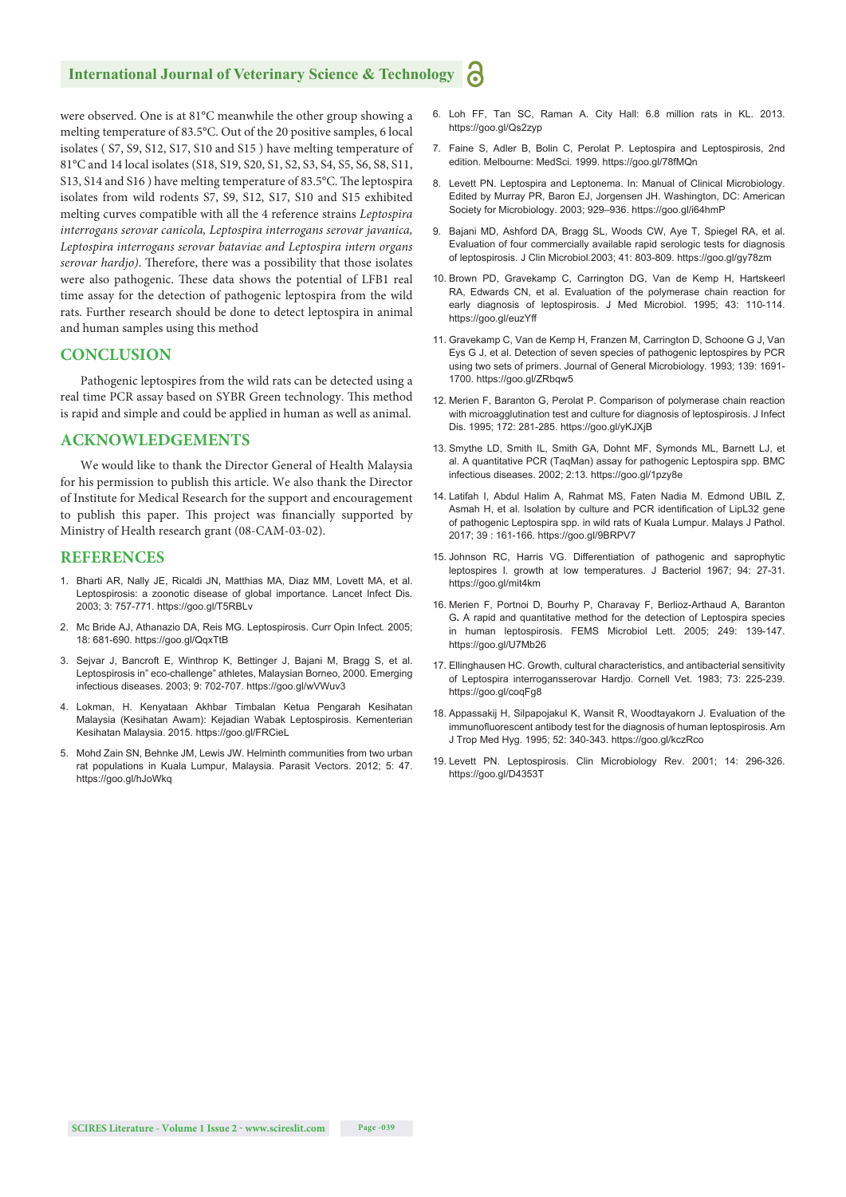were observed. One is at 81°C meanwhile the other group showing a melting temperature of 83.5°C. Out of the 20 positive samples, 6 local isolates ( S7, S9, S12, S17, S10 and S15 ) have melting temperature of 81°C and 14 local isolates (S18, S19, S20, S1, S2, S3, S4, S5, S6, S8, S11, S13, S14 and S16 ) have melting temperature of 83.5°C. The leptospira isolates from wild rodents S7, S9, S12, S17, S10 and S15 exhibited melting curves compatible with all the 4 reference strains *Leptospira interrogans serovar canicola, Leptospira interrogans serovar javanica, Leptospira interrogans serovar bataviae and Leptospira intern organs serovar hardjo)*. Therefore, there was a possibility that those isolates were also pathogenic. These data shows the potential of LFB1 real time assay for the detection of pathogenic leptospira from the wild rats. Further research should be done to detect leptospira in animal and human samples using this method

## CONCLUSION

Pathogenic leptospires from the wild rats can be detected using a real time PCR assay based on SYBR Green technology. This method is rapid and simple and could be applied in human as well as animal.

## ACKNOWLEDGEMENTS

We would like to thank the Director General of Health Malaysia for his permission to publish this article. We also thank the Director of Institute for Medical Research for the support and encouragement to publish this paper. This project was financially supported by Ministry of Health research grant (08-CAM-03-02).

## REFERENCES

1. Bharti AR, Nally JE, Ricaldi JN, Matthias MA, Diaz MM, Lovett MA, et al. Leptospirosis: a zoonotic disease of global importance. Lancet Infect Dis. 2003; 3: 757-771. https://goo.gl/T5RBLv
2. Mc Bride AJ, Athanazio DA, Reis MG. Leptospirosis. Curr Opin Infect. 2005; 18: 681-690. https://goo.gl/QqxTtB
3. Sejvar J, Bancroft E, Winthrop K, Bettinger J, Bajani M, Bragg S, et al. Leptospirosis in" eco-challenge" athletes, Malaysian Borneo, 2000. Emerging infectious diseases. 2003; 9: 702-707. https://goo.gl/wVWuv3
4. Lokman, H. Kenyataan Akhbar Timbalan Ketua Pengarah Kesihatan Malaysia (Kesihatan Awam): Kejadian Wabak Leptospirosis. Kementerian Kesihatan Malaysia. 2015. https://goo.gl/FRCieL
5. Mohd Zain SN, Behnke JM, Lewis JW. Helminth communities from two urban rat populations in Kuala Lumpur, Malaysia. Parasit Vectors. 2012; 5: 47. https://goo.gl/hJoWkq
6. Loh FF, Tan SC, Raman A. City Hall: 6.8 million rats in KL. 2013. https://goo.gl/Qs2zyp
7. Faine S, Adler B, Bolin C, Perolat P. Leptospira and Leptospirosis, 2nd edition. Melbourne: MedSci. 1999. https://goo.gl/78fMQn
8. Levett PN. Leptospira and Leptonema. In: Manual of Clinical Microbiology. Edited by Murray PR, Baron EJ, Jorgensen JH. Washington, DC: American Society for Microbiology. 2003; 929–936. https://goo.gl/i64hmP
9. Bajani MD, Ashford DA, Bragg SL, Woods CW, Aye T, Spiegel RA, et al. Evaluation of four commercially available rapid serologic tests for diagnosis of leptospirosis. J Clin Microbiol.2003; 41: 803-809. https://goo.gl/gy78zm
10. Brown PD, Gravekamp C, Carrington DG, Van de Kemp H, Hartskeerl RA, Edwards CN, et al. Evaluation of the polymerase chain reaction for early diagnosis of leptospirosis. J Med Microbiol. 1995; 43: 110-114. https://goo.gl/euzYff
11. Gravekamp C, Van de Kemp H, Franzen M, Carrington D, Schoone G J, Van Eys G J, et al. Detection of seven species of pathogenic leptospires by PCR using two sets of primers. Journal of General Microbiology. 1993; 139: 1691-1700. https://goo.gl/ZRbqw5
12. Merien F, Baranton G, Perolat P. Comparison of polymerase chain reaction with microagglutination test and culture for diagnosis of leptospirosis. J Infect Dis. 1995; 172: 281-285. https://goo.gl/yKJXjB
13. Smythe LD, Smith IL, Smith GA, Dohnt MF, Symonds ML, Barnett LJ, et al. A quantitative PCR (TaqMan) assay for pathogenic Leptospira spp. BMC infectious diseases. 2002; 2:13. https://goo.gl/1pzy8e
14. Latifah I, Abdul Halim A, Rahmat MS, Faten Nadia M. Edmond UBIL Z, Asmah H, et al. Isolation by culture and PCR identification of LipL32 gene of pathogenic Leptospira spp. in wild rats of Kuala Lumpur. Malays J Pathol. 2017; 39 : 161-166. https://goo.gl/9BRPV7
15. Johnson RC, Harris VG. Differentiation of pathogenic and saprophytic leptospires I. growth at low temperatures. J Bacteriol 1967; 94: 27-31. https://goo.gl/mit4km
16. Merien F, Portnoi D, Bourhy P, Charavay F, Berlioz-Arthaud A, Baranton G. A rapid and quantitative method for the detection of Leptospira species in human leptospirosis. FEMS Microbiol Lett. 2005; 249: 139-147. https://goo.gl/U7Mb26
17. Ellinghausen HC. Growth, cultural characteristics, and antibacterial sensitivity of Leptospira interrogansserovar Hardjo. Cornell Vet. 1983; 73: 225-239. https://goo.gl/coqFg8
18. Appassakij H, Silpapojakul K, Wansit R, Woodtayakorn J. Evaluation of the immunofluorescent antibody test for the diagnosis of human leptospirosis. Am J Trop Med Hyg. 1995; 52: 340-343. https://goo.gl/kczRco
19. Levett PN. Leptospirosis. Clin Microbiology Rev. 2001; 14: 296-326. https://goo.gl/D4353T